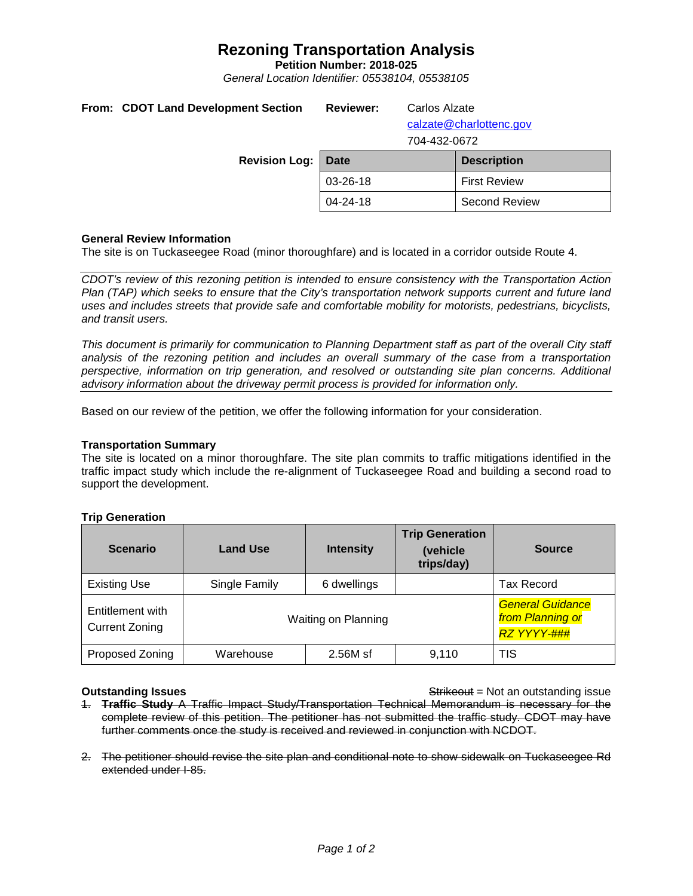# Rezoning Transportation Analysis

**Petition Number: 2018-025**

*General Location Identifier: 05538104, 05538105*

**From: CDOT Land Development Section**

**Reviewer:** Carlos Alzate
calzate@charlottenc.gov
704-432-0672

**Revision Log:**

| Date | Description |
| --- | --- |
| 03-26-18 | First Review |
| 04-24-18 | Second Review |

### General Review Information

The site is on Tuckaseegee Road (minor thoroughfare) and is located in a corridor outside Route 4.

*CDOT's review of this rezoning petition is intended to ensure consistency with the Transportation Action Plan (TAP) which seeks to ensure that the City's transportation network supports current and future land uses and includes streets that provide safe and comfortable mobility for motorists, pedestrians, bicyclists, and transit users.*

*This document is primarily for communication to Planning Department staff as part of the overall City staff analysis of the rezoning petition and includes an overall summary of the case from a transportation perspective, information on trip generation, and resolved or outstanding site plan concerns. Additional advisory information about the driveway permit process is provided for information only.*

Based on our review of the petition, we offer the following information for your consideration.

### Transportation Summary

The site is located on a minor thoroughfare. The site plan commits to traffic mitigations identified in the traffic impact study which include the re-alignment of Tuckaseegee Road and building a second road to support the development.

### Trip Generation

| Scenario | Land Use | Intensity | Trip Generation (vehicle trips/day) | Source |
| --- | --- | --- | --- | --- |
| Existing Use | Single Family | 6 dwellings | | Tax Record |
| Entitlement with Current Zoning | Waiting on Planning | | | *General Guidance from Planning or RZ YYYY-###* |
| Proposed Zoning | Warehouse | 2.56M sf | 9,110 | TIS |

### Outstanding Issues

~~Strikeout~~ = Not an outstanding issue

1. ~~**Traffic Study** A Traffic Impact Study/Transportation Technical Memorandum is necessary for the complete review of this petition. The petitioner has not submitted the traffic study. CDOT may have further comments once the study is received and reviewed in conjunction with NCDOT.~~

2. ~~The petitioner should revise the site plan and conditional note to show sidewalk on Tuckaseegee Rd extended under I-85.~~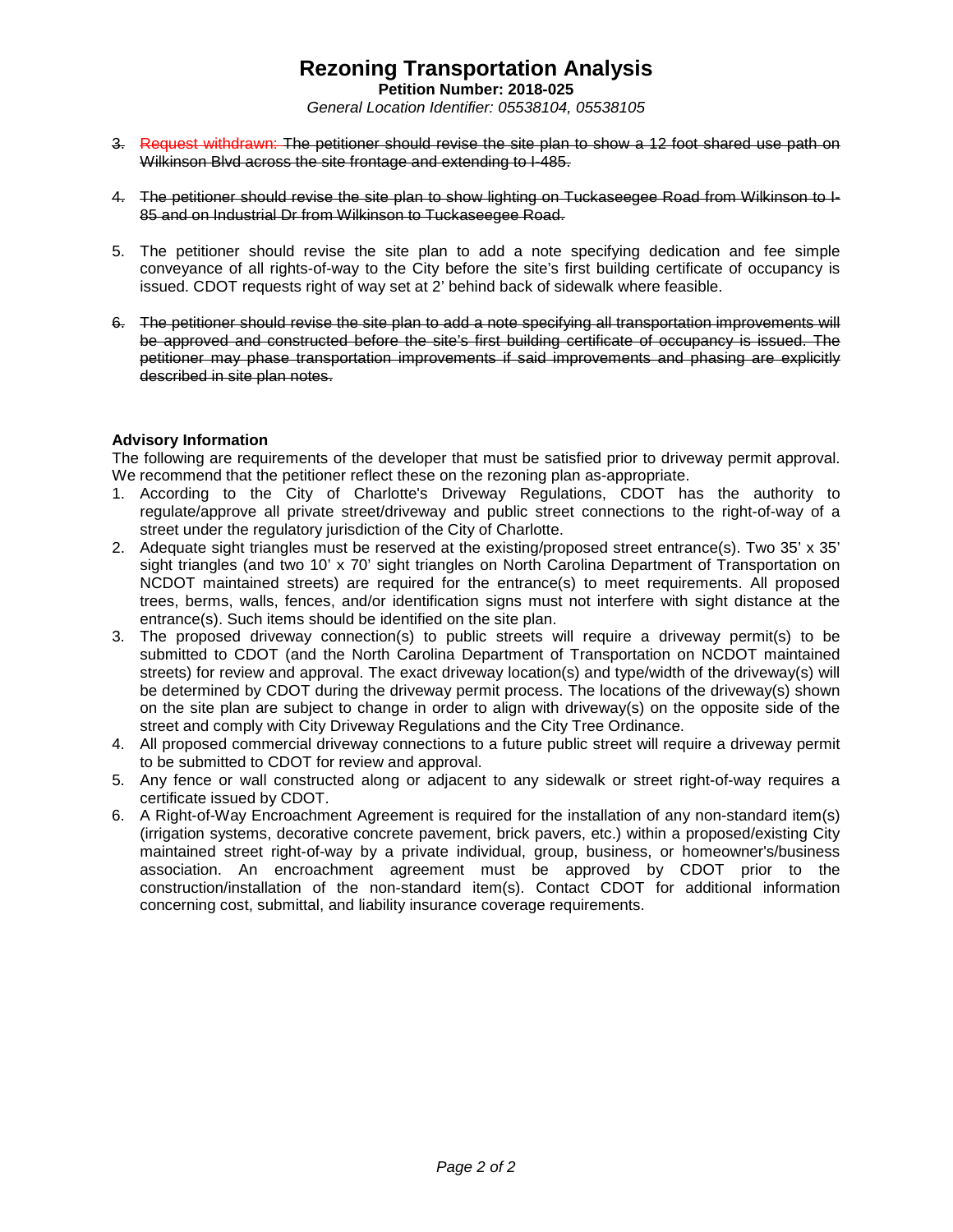# Rezoning Transportation Analysis

**Petition Number: 2018-025**

*General Location Identifier: 05538104, 05538105*

3. ~~Request withdrawn: The petitioner should revise the site plan to show a 12 foot shared use path on Wilkinson Blvd across the site frontage and extending to I-485.~~

4. ~~The petitioner should revise the site plan to show lighting on Tuckaseegee Road from Wilkinson to I-85 and on Industrial Dr from Wilkinson to Tuckaseegee Road.~~

5. The petitioner should revise the site plan to add a note specifying dedication and fee simple conveyance of all rights-of-way to the City before the site's first building certificate of occupancy is issued. CDOT requests right of way set at 2' behind back of sidewalk where feasible.

6. ~~The petitioner should revise the site plan to add a note specifying all transportation improvements will be approved and constructed before the site's first building certificate of occupancy is issued. The petitioner may phase transportation improvements if said improvements and phasing are explicitly described in site plan notes.~~

**Advisory Information**

The following are requirements of the developer that must be satisfied prior to driveway permit approval. We recommend that the petitioner reflect these on the rezoning plan as-appropriate.

1. According to the City of Charlotte's Driveway Regulations, CDOT has the authority to regulate/approve all private street/driveway and public street connections to the right-of-way of a street under the regulatory jurisdiction of the City of Charlotte.
2. Adequate sight triangles must be reserved at the existing/proposed street entrance(s). Two 35' x 35' sight triangles (and two 10' x 70' sight triangles on North Carolina Department of Transportation on NCDOT maintained streets) are required for the entrance(s) to meet requirements. All proposed trees, berms, walls, fences, and/or identification signs must not interfere with sight distance at the entrance(s). Such items should be identified on the site plan.
3. The proposed driveway connection(s) to public streets will require a driveway permit(s) to be submitted to CDOT (and the North Carolina Department of Transportation on NCDOT maintained streets) for review and approval. The exact driveway location(s) and type/width of the driveway(s) will be determined by CDOT during the driveway permit process. The locations of the driveway(s) shown on the site plan are subject to change in order to align with driveway(s) on the opposite side of the street and comply with City Driveway Regulations and the City Tree Ordinance.
4. All proposed commercial driveway connections to a future public street will require a driveway permit to be submitted to CDOT for review and approval.
5. Any fence or wall constructed along or adjacent to any sidewalk or street right-of-way requires a certificate issued by CDOT.
6. A Right-of-Way Encroachment Agreement is required for the installation of any non-standard item(s) (irrigation systems, decorative concrete pavement, brick pavers, etc.) within a proposed/existing City maintained street right-of-way by a private individual, group, business, or homeowner's/business association. An encroachment agreement must be approved by CDOT prior to the construction/installation of the non-standard item(s). Contact CDOT for additional information concerning cost, submittal, and liability insurance coverage requirements.